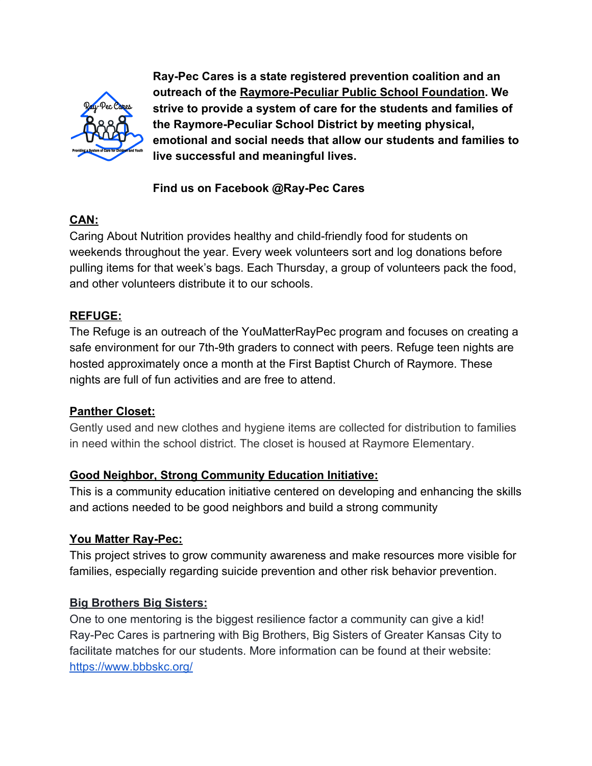**Ray-Pec Cares is a state registered prevention coalition and an outreach of the Raymore-Peculiar Public School Foundation. We strive to provide a system of care for the students and families of the Raymore-Peculiar School District by meeting physical, emotional and social needs that allow our students and families to live successful and meaningful lives.**

**Find us on Facebook @Ray-Pec Cares**

## CAN:

Caring About Nutrition provides healthy and child-friendly food for students on weekends throughout the year. Every week volunteers sort and log donations before pulling items for that week's bags. Each Thursday, a group of volunteers pack the food, and other volunteers distribute it to our schools.

## REFUGE:

The Refuge is an outreach of the YouMatterRayPec program and focuses on creating a safe environment for our 7th-9th graders to connect with peers. Refuge teen nights are hosted approximately once a month at the First Baptist Church of Raymore. These nights are full of fun activities and are free to attend.

## Panther Closet:

Gently used and new clothes and hygiene items are collected for distribution to families in need within the school district. The closet is housed at Raymore Elementary.

## Good Neighbor, Strong Community Education Initiative:

This is a community education initiative centered on developing and enhancing the skills and actions needed to be good neighbors and build a strong community

## You Matter Ray-Pec:

This project strives to grow community awareness and make resources more visible for families, especially regarding suicide prevention and other risk behavior prevention.

## Big Brothers Big Sisters:

One to one mentoring is the biggest resilience factor a community can give a kid! Ray-Pec Cares is partnering with Big Brothers, Big Sisters of Greater Kansas City to facilitate matches for our students. More information can be found at their website: https://www.bbbskc.org/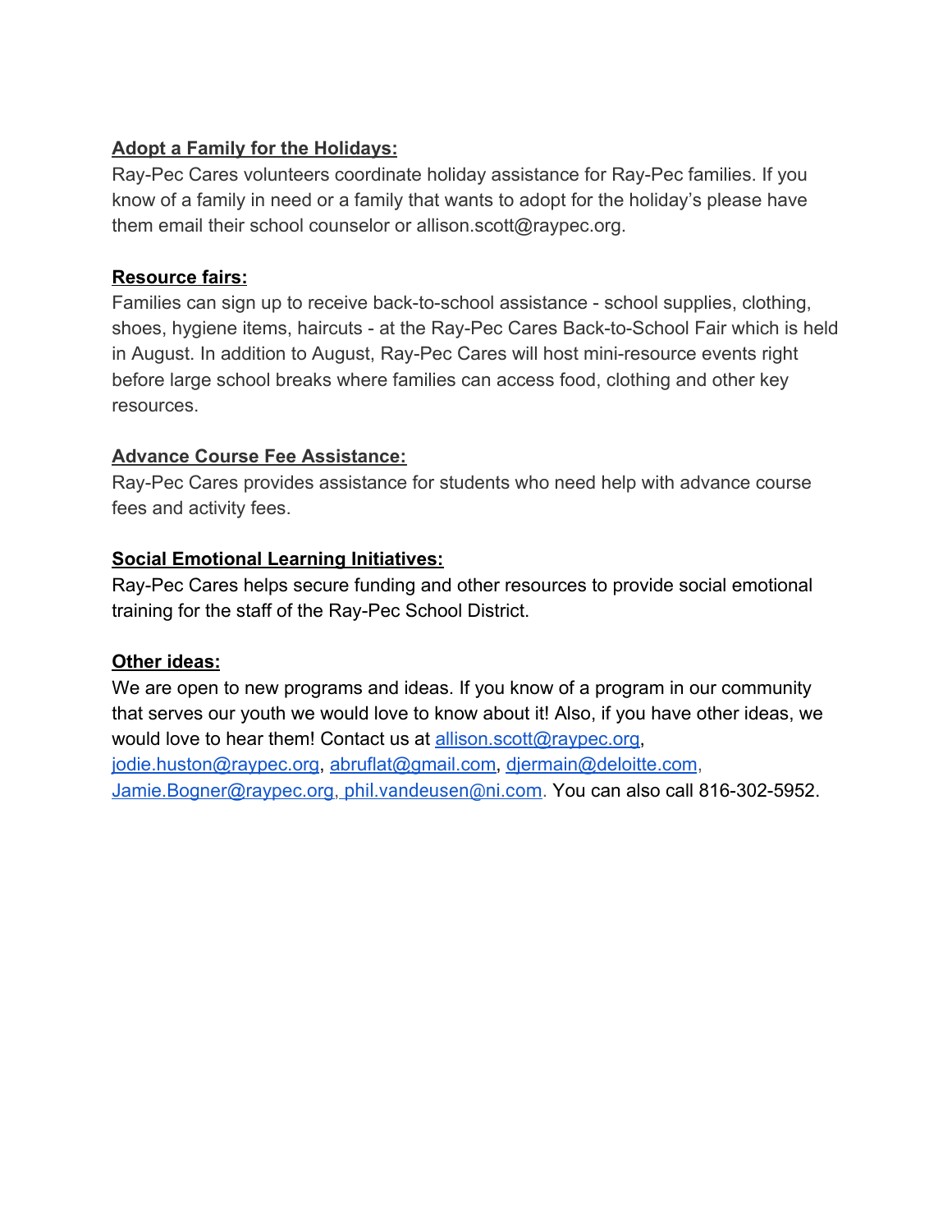**Adopt a Family for the Holidays:**

Ray-Pec Cares volunteers coordinate holiday assistance for Ray-Pec families. If you know of a family in need or a family that wants to adopt for the holiday's please have them email their school counselor or allison.scott@raypec.org.

**Resource fairs:**

Families can sign up to receive back-to-school assistance - school supplies, clothing, shoes, hygiene items, haircuts - at the Ray-Pec Cares Back-to-School Fair which is held in August. In addition to August, Ray-Pec Cares will host mini-resource events right before large school breaks where families can access food, clothing and other key resources.

**Advance Course Fee Assistance:**

Ray-Pec Cares provides assistance for students who need help with advance course fees and activity fees.

**Social Emotional Learning Initiatives:**

Ray-Pec Cares helps secure funding and other resources to provide social emotional training for the staff of the Ray-Pec School District.

**Other ideas:**

We are open to new programs and ideas. If you know of a program in our community that serves our youth we would love to know about it! Also, if you have other ideas, we would love to hear them! Contact us at allison.scott@raypec.org, jodie.huston@raypec.org, abruflat@gmail.com, djermain@deloitte.com, Jamie.Bogner@raypec.org, phil.vandeusen@ni.com. You can also call 816-302-5952.